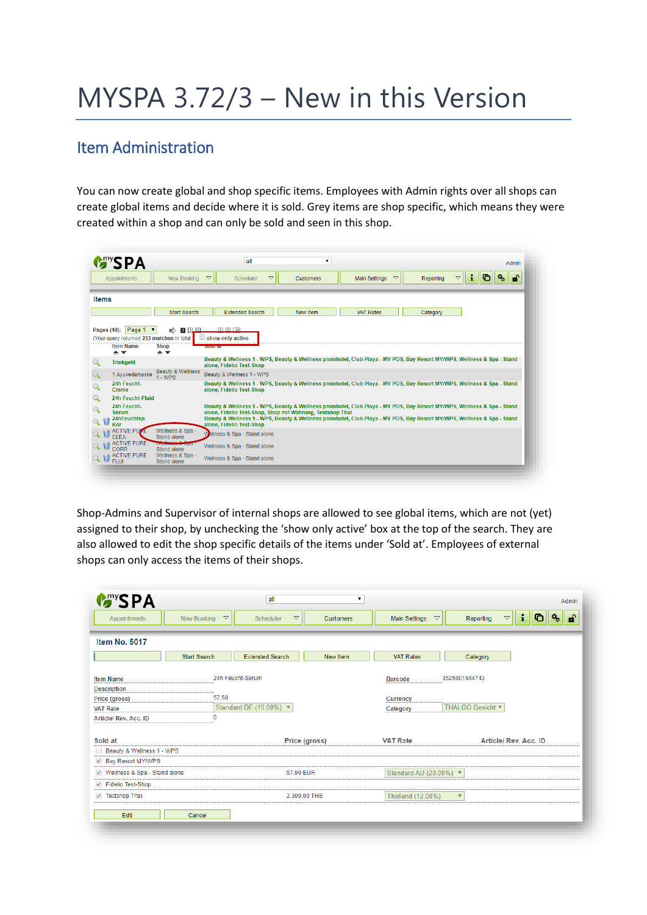# MYSPA 3.72/3 – New in this Version

## Item Administration

You can now create global and shop specific items. Employees with Admin rights over all shops can create global items and decide where it is sold. Grey items are shop specific, which means they were created within a shop and can only be sold and seen in this shop.

Shop-Admins and Supervisor of internal shops are allowed to see global items, which are not (yet) assigned to their shop, by unchecking the 'show only active' box at the top of the search. They are also allowed to edit the shop specific details of the items under 'Sold at'. Employees of external shops can only access the items of their shops.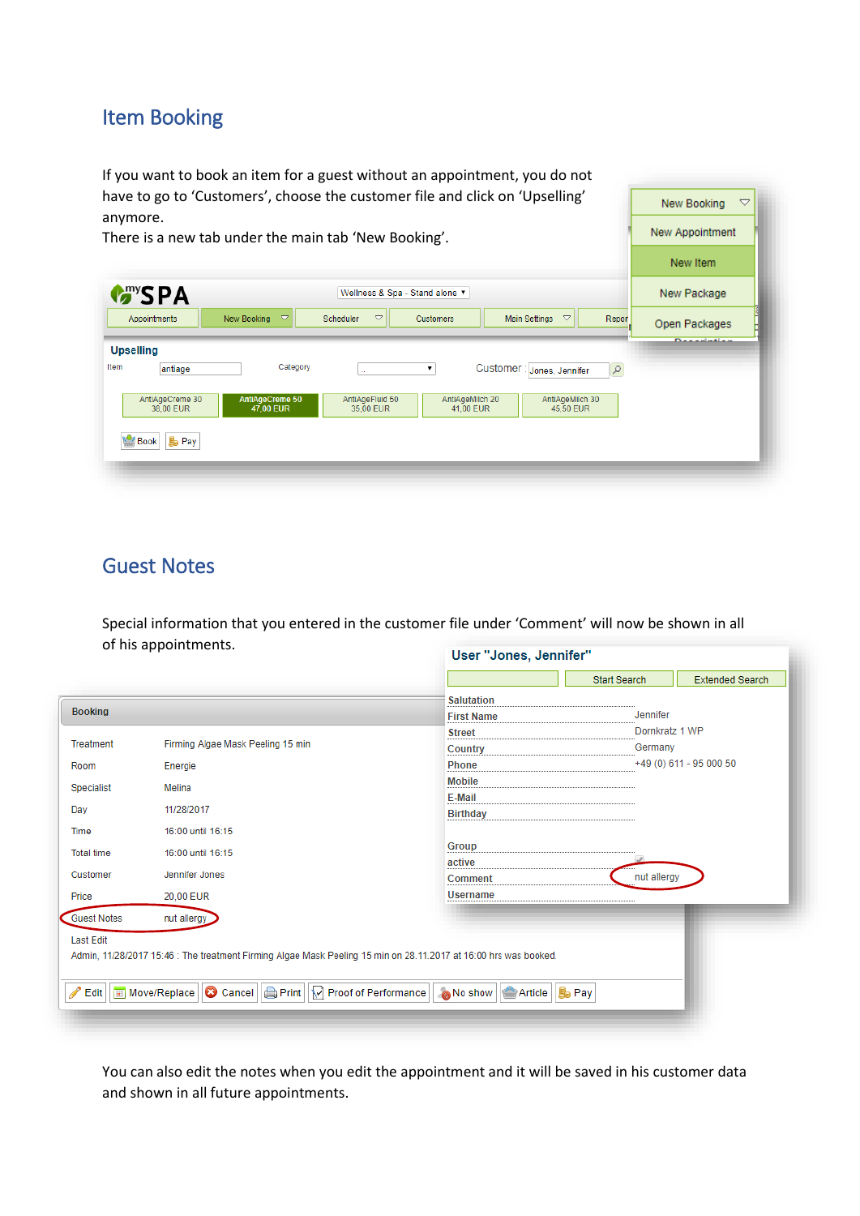## Item Booking

If you want to book an item for a guest without an appointment, you do not have to go to 'Customers', choose the customer file and click on 'Upselling' anymore.
There is a new tab under the main tab 'New Booking'.

## Guest Notes

Special information that you entered in the customer file under 'Comment' will now be shown in all of his appointments.

You can also edit the notes when you edit the appointment and it will be saved in his customer data and shown in all future appointments.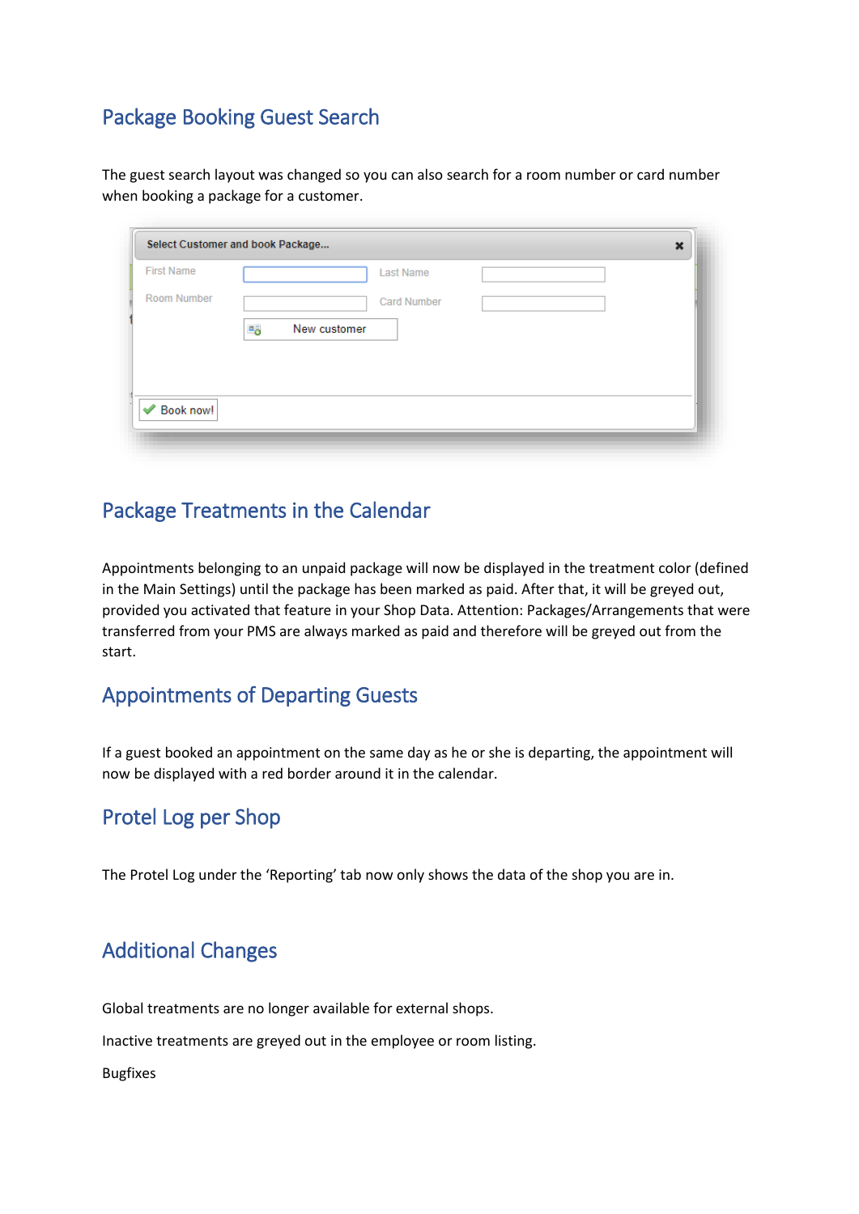## Package Booking Guest Search

The guest search layout was changed so you can also search for a room number or card number when booking a package for a customer.

## Package Treatments in the Calendar

Appointments belonging to an unpaid package will now be displayed in the treatment color (defined in the Main Settings) until the package has been marked as paid. After that, it will be greyed out, provided you activated that feature in your Shop Data. Attention: Packages/Arrangements that were transferred from your PMS are always marked as paid and therefore will be greyed out from the start.

## Appointments of Departing Guests

If a guest booked an appointment on the same day as he or she is departing, the appointment will now be displayed with a red border around it in the calendar.

## Protel Log per Shop

The Protel Log under the 'Reporting' tab now only shows the data of the shop you are in.

## Additional Changes

Global treatments are no longer available for external shops.

Inactive treatments are greyed out in the employee or room listing.

Bugfixes